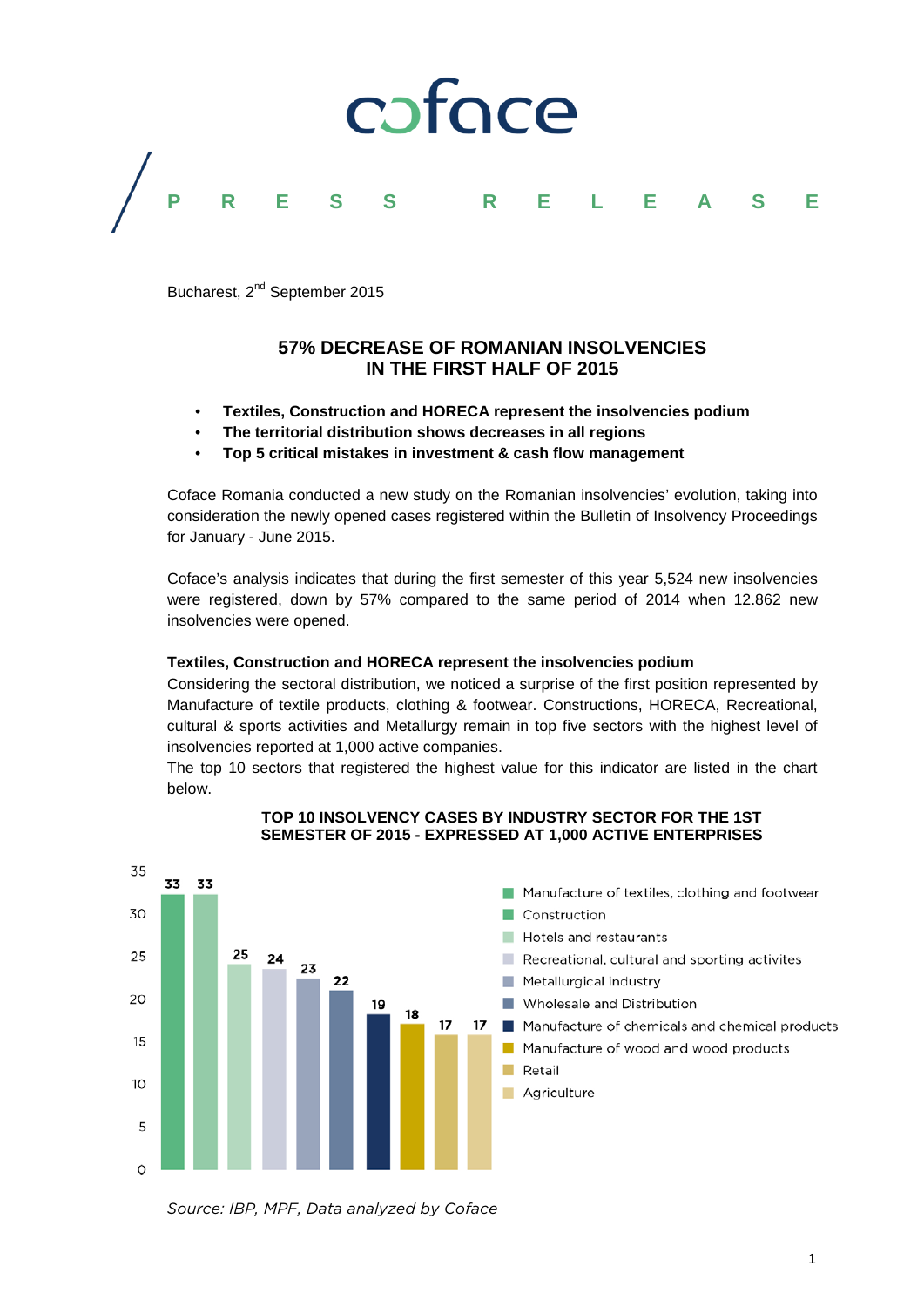coface

PRESS RELEASE

Bucharest, 2nd September 2015

## 57% DECREASE OF ROMANIAN INSOLVENCIES IN THE FIRST HALF OF 2015

- **Textiles, Construction and HORECA represent the insolvencies podium**
- **The territorial distribution shows decreases in all regions**
- **Top 5 critical mistakes in investment & cash flow management**

Coface Romania conducted a new study on the Romanian insolvencies' evolution, taking into consideration the newly opened cases registered within the Bulletin of Insolvency Proceedings for January - June 2015.

Coface's analysis indicates that during the first semester of this year 5,524 new insolvencies were registered, down by 57% compared to the same period of 2014 when 12.862 new insolvencies were opened.

**Textiles, Construction and HORECA represent the insolvencies podium**

Considering the sectoral distribution, we noticed a surprise of the first position represented by Manufacture of textile products, clothing & footwear. Constructions, HORECA, Recreational, cultural & sports activities and Metallurgy remain in top five sectors with the highest level of insolvencies reported at 1,000 active companies.

The top 10 sectors that registered the highest value for this indicator are listed in the chart below.

**TOP 10 INSOLVENCY CASES BY INDUSTRY SECTOR FOR THE 1ST SEMESTER OF 2015 - EXPRESSED AT 1,000 ACTIVE ENTERPRISES**

35
30
25
20
15
10
5
0

33 33 25 24 23 22 19 18 17 17

Manufacture of textiles, clothing and footwear
Construction
Hotels and restaurants
Recreational, cultural and sporting activites
Metallurgical industry
Wholesale and Distribution
Manufacture of chemicals and chemical products
Manufacture of wood and wood products
Retail
Agriculture

*Source: IBP, MPF, Data analyzed by Coface*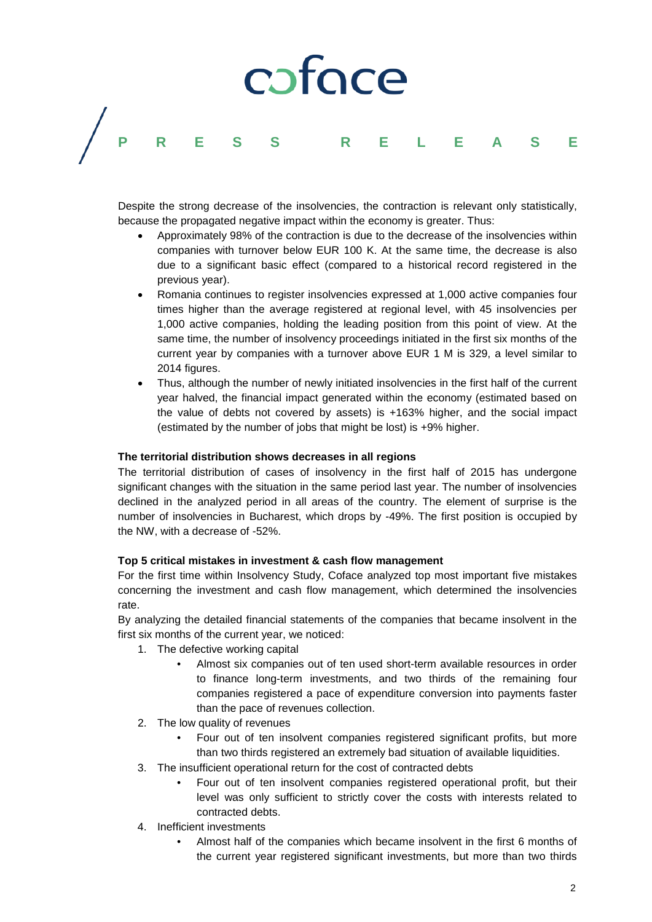Despite the strong decrease of the insolvencies, the contraction is relevant only statistically, because the propagated negative impact within the economy is greater. Thus:

- Approximately 98% of the contraction is due to the decrease of the insolvencies within companies with turnover below EUR 100 K. At the same time, the decrease is also due to a significant basic effect (compared to a historical record registered in the previous year).
- Romania continues to register insolvencies expressed at 1,000 active companies four times higher than the average registered at regional level, with 45 insolvencies per 1,000 active companies, holding the leading position from this point of view. At the same time, the number of insolvency proceedings initiated in the first six months of the current year by companies with a turnover above EUR 1 M is 329, a level similar to 2014 figures.
- Thus, although the number of newly initiated insolvencies in the first half of the current year halved, the financial impact generated within the economy (estimated based on the value of debts not covered by assets) is +163% higher, and the social impact (estimated by the number of jobs that might be lost) is +9% higher.

**The territorial distribution shows decreases in all regions**

The territorial distribution of cases of insolvency in the first half of 2015 has undergone significant changes with the situation in the same period last year. The number of insolvencies declined in the analyzed period in all areas of the country. The element of surprise is the number of insolvencies in Bucharest, which drops by -49%. The first position is occupied by the NW, with a decrease of -52%.

**Top 5 critical mistakes in investment & cash flow management**

For the first time within Insolvency Study, Coface analyzed top most important five mistakes concerning the investment and cash flow management, which determined the insolvencies rate.

By analyzing the detailed financial statements of the companies that became insolvent in the first six months of the current year, we noticed:

1. The defective working capital
   - Almost six companies out of ten used short-term available resources in order to finance long-term investments, and two thirds of the remaining four companies registered a pace of expenditure conversion into payments faster than the pace of revenues collection.
2. The low quality of revenues
   - Four out of ten insolvent companies registered significant profits, but more than two thirds registered an extremely bad situation of available liquidities.
3. The insufficient operational return for the cost of contracted debts
   - Four out of ten insolvent companies registered operational profit, but their level was only sufficient to strictly cover the costs with interests related to contracted debts.
4. Inefficient investments
   - Almost half of the companies which became insolvent in the first 6 months of the current year registered significant investments, but more than two thirds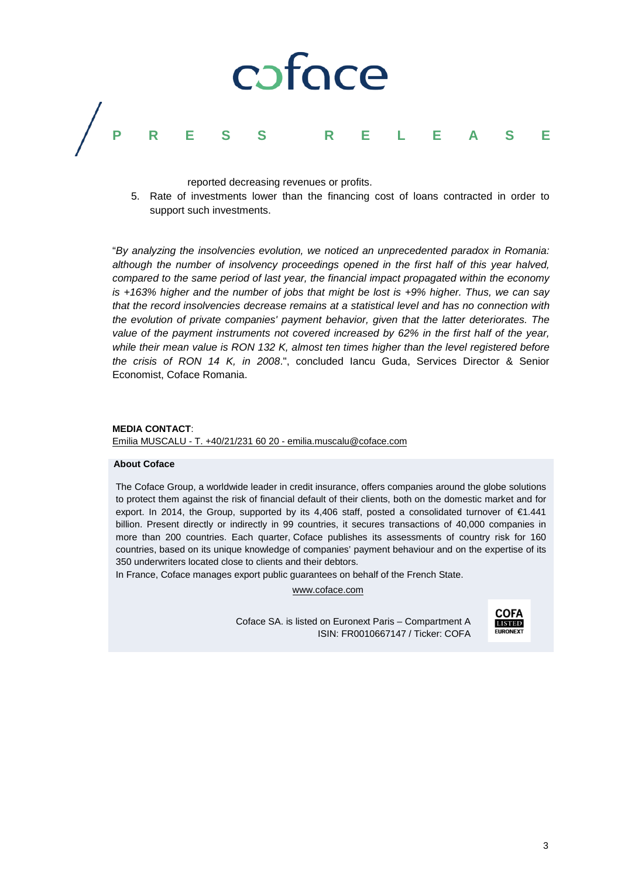reported decreasing revenues or profits.

5. Rate of investments lower than the financing cost of loans contracted in order to support such investments.

"*By analyzing the insolvencies evolution, we noticed an unprecedented paradox in Romania: although the number of insolvency proceedings opened in the first half of this year halved, compared to the same period of last year, the financial impact propagated within the economy is +163% higher and the number of jobs that might be lost is +9% higher. Thus, we can say that the record insolvencies decrease remains at a statistical level and has no connection with the evolution of private companies' payment behavior, given that the latter deteriorates. The value of the payment instruments not covered increased by 62% in the first half of the year, while their mean value is RON 132 K, almost ten times higher than the level registered before the crisis of RON 14 K, in 2008*.", concluded Iancu Guda, Services Director & Senior Economist, Coface Romania.

**MEDIA CONTACT**:
Emilia MUSCALU - T. +40/21/231 60 20 - emilia.muscalu@coface.com

**About Coface**

The Coface Group, a worldwide leader in credit insurance, offers companies around the globe solutions to protect them against the risk of financial default of their clients, both on the domestic market and for export. In 2014, the Group, supported by its 4,406 staff, posted a consolidated turnover of €1.441 billion. Present directly or indirectly in 99 countries, it secures transactions of 40,000 companies in more than 200 countries. Each quarter, Coface publishes its assessments of country risk for 160 countries, based on its unique knowledge of companies' payment behaviour and on the expertise of its 350 underwriters located close to clients and their debtors.
In France, Coface manages export public guarantees on behalf of the French State.

www.coface.com

Coface SA. is listed on Euronext Paris – Compartment A
ISIN: FR0010667147 / Ticker: COFA

COFA LISTED EURONEXT